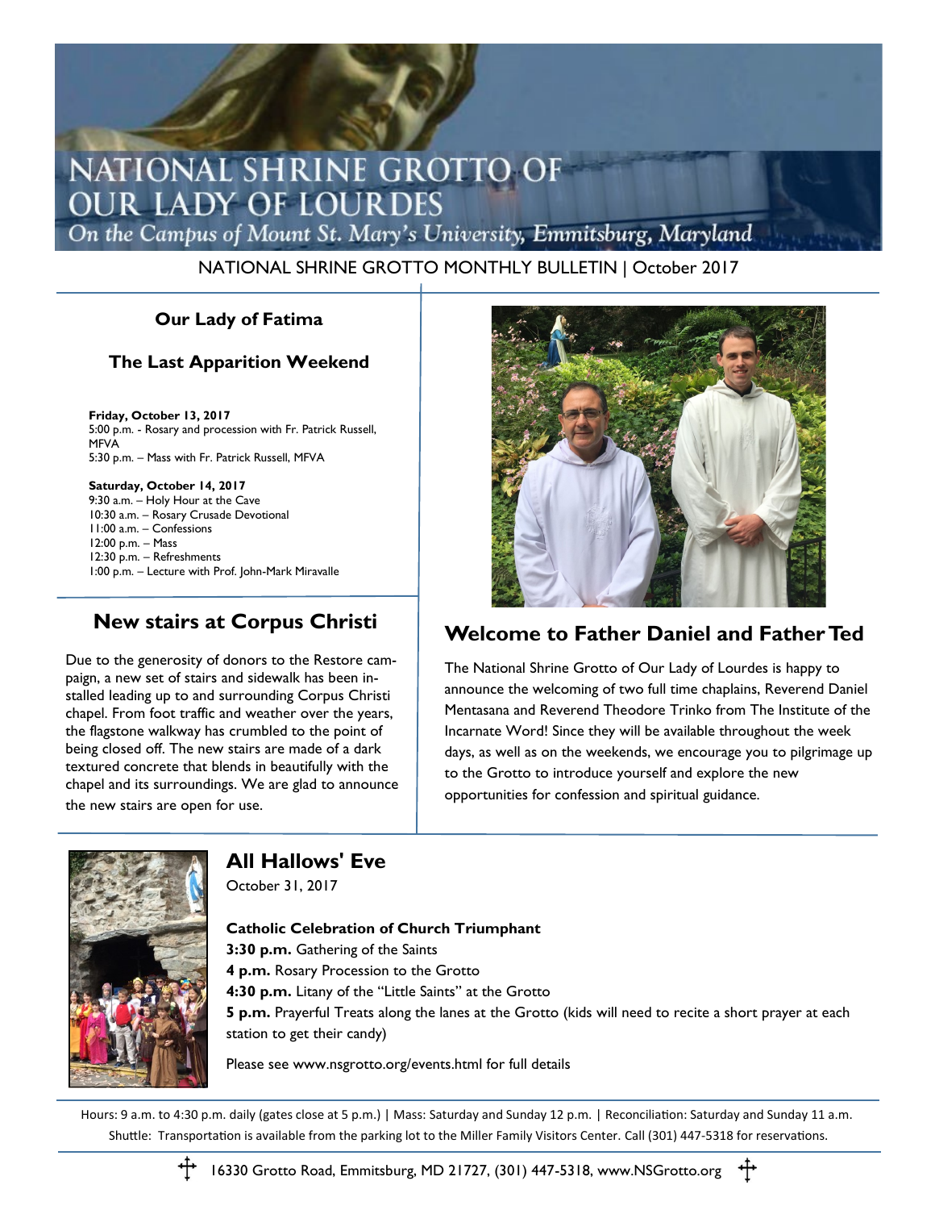# NATIONAL SHRINE GROTTO OF OUR LADY OF LOURDES

*On the Campus of Mount St. Mary's University, Emmitsburg, Maryland*

NATIONAL SHRINE GROTTO MONTHLY BULLETIN | October 2017

## Our Lady of Fatima

### The Last Apparition Weekend

**Friday, October 13, 2017**
5:00 p.m. - Rosary and procession with Fr. Patrick Russell, MFVA
5:30 p.m. – Mass with Fr. Patrick Russell, MFVA

**Saturday, October 14, 2017**
9:30 a.m. – Holy Hour at the Cave
10:30 a.m. – Rosary Crusade Devotional
11:00 a.m. – Confessions
12:00 p.m. – Mass
12:30 p.m. – Refreshments
1:00 p.m. – Lecture with Prof. John-Mark Miravalle

## New stairs at Corpus Christi

Due to the generosity of donors to the Restore campaign, a new set of stairs and sidewalk has been installed leading up to and surrounding Corpus Christi chapel. From foot traffic and weather over the years, the flagstone walkway has crumbled to the point of being closed off. The new stairs are made of a dark textured concrete that blends in beautifully with the chapel and its surroundings. We are glad to announce the new stairs are open for use.

## Welcome to Father Daniel and Father Ted

The National Shrine Grotto of Our Lady of Lourdes is happy to announce the welcoming of two full time chaplains, Reverend Daniel Mentasana and Reverend Theodore Trinko from The Institute of the Incarnate Word! Since they will be available throughout the week days, as well as on the weekends, we encourage you to pilgrimage up to the Grotto to introduce yourself and explore the new opportunities for confession and spiritual guidance.

## All Hallows' Eve

October 31, 2017

**Catholic Celebration of Church Triumphant**
**3:30 p.m.** Gathering of the Saints
**4 p.m.** Rosary Procession to the Grotto
**4:30 p.m.** Litany of the "Little Saints" at the Grotto
**5 p.m.** Prayerful Treats along the lanes at the Grotto (kids will need to recite a short prayer at each station to get their candy)

Please see www.nsgrotto.org/events.html for full details

Hours: 9 a.m. to 4:30 p.m. daily (gates close at 5 p.m.) | Mass: Saturday and Sunday 12 p.m. | Reconciliation: Saturday and Sunday 11 a.m.
Shuttle: Transportation is available from the parking lot to the Miller Family Visitors Center. Call (301) 447-5318 for reservations.

16330 Grotto Road, Emmitsburg, MD 21727, (301) 447-5318, www.NSGrotto.org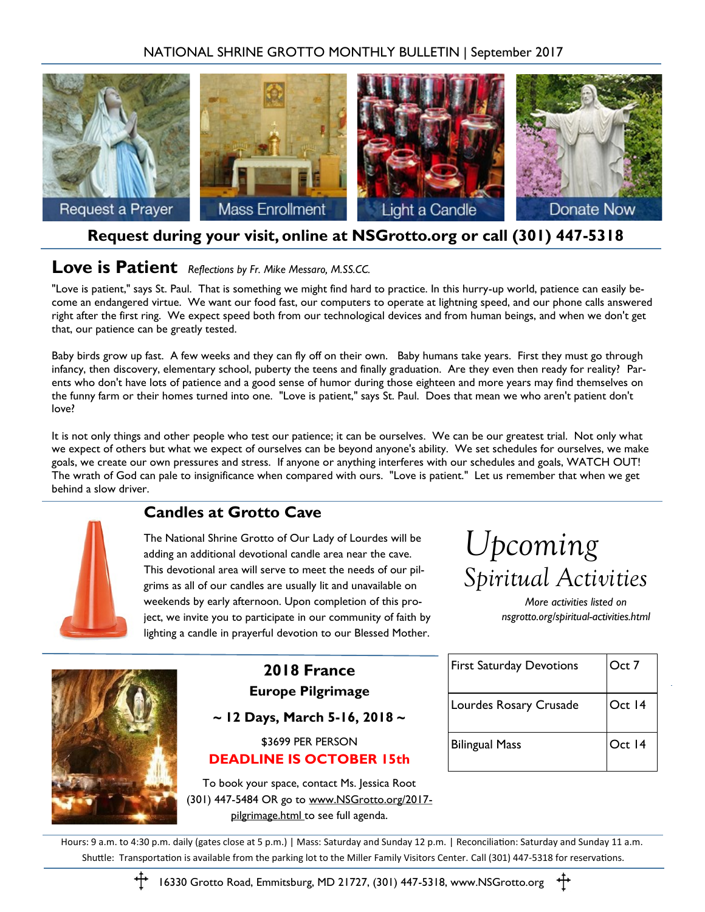NATIONAL SHRINE GROTTO MONTHLY BULLETIN | September 2017

Request a Prayer

Mass Enrollment

Light a Candle

Donate Now

**Request during your visit, online at NSGrotto.org or call (301) 447-5318**

## Love is Patient *Reflections by Fr. Mike Messaro, M.SS.CC.*

"Love is patient," says St. Paul. That is something we might find hard to practice. In this hurry-up world, patience can easily become an endangered virtue. We want our food fast, our computers to operate at lightning speed, and our phone calls answered right after the first ring. We expect speed both from our technological devices and from human beings, and when we don't get that, our patience can be greatly tested.

Baby birds grow up fast. A few weeks and they can fly off on their own. Baby humans take years. First they must go through infancy, then discovery, elementary school, puberty the teens and finally graduation. Are they even then ready for reality? Parents who don't have lots of patience and a good sense of humor during those eighteen and more years may find themselves on the funny farm or their homes turned into one. "Love is patient," says St. Paul. Does that mean we who aren't patient don't love?

It is not only things and other people who test our patience; it can be ourselves. We can be our greatest trial. Not only what we expect of others but what we expect of ourselves can be beyond anyone's ability. We set schedules for ourselves, we make goals, we create our own pressures and stress. If anyone or anything interferes with our schedules and goals, WATCH OUT! The wrath of God can pale to insignificance when compared with ours. "Love is patient." Let us remember that when we get behind a slow driver.

## Candles at Grotto Cave

The National Shrine Grotto of Our Lady of Lourdes will be adding an additional devotional candle area near the cave. This devotional area will serve to meet the needs of our pilgrims as all of our candles are usually lit and unavailable on weekends by early afternoon. Upon completion of this project, we invite you to participate in our community of faith by lighting a candle in prayerful devotion to our Blessed Mother.

## 2018 France
### Europe Pilgrimage

**~ 12 Days, March 5-16, 2018 ~**

$3699 PER PERSON

**DEADLINE IS OCTOBER 15th**

To book your space, contact Ms. Jessica Root (301) 447-5484 OR go to www.NSGrotto.org/2017-pilgrimage.html to see full agenda.

## *Upcoming Spiritual Activities*

*More activities listed on nsgrotto.org/spiritual-activities.html*

| | |
|---|---|
| First Saturday Devotions | Oct 7 |
| Lourdes Rosary Crusade | Oct 14 |
| Bilingual Mass | Oct 14 |

Hours: 9 a.m. to 4:30 p.m. daily (gates close at 5 p.m.) | Mass: Saturday and Sunday 12 p.m. | Reconciliation: Saturday and Sunday 11 a.m.
Shuttle: Transportation is available from the parking lot to the Miller Family Visitors Center. Call (301) 447-5318 for reservations.

16330 Grotto Road, Emmitsburg, MD 21727, (301) 447-5318, www.NSGrotto.org